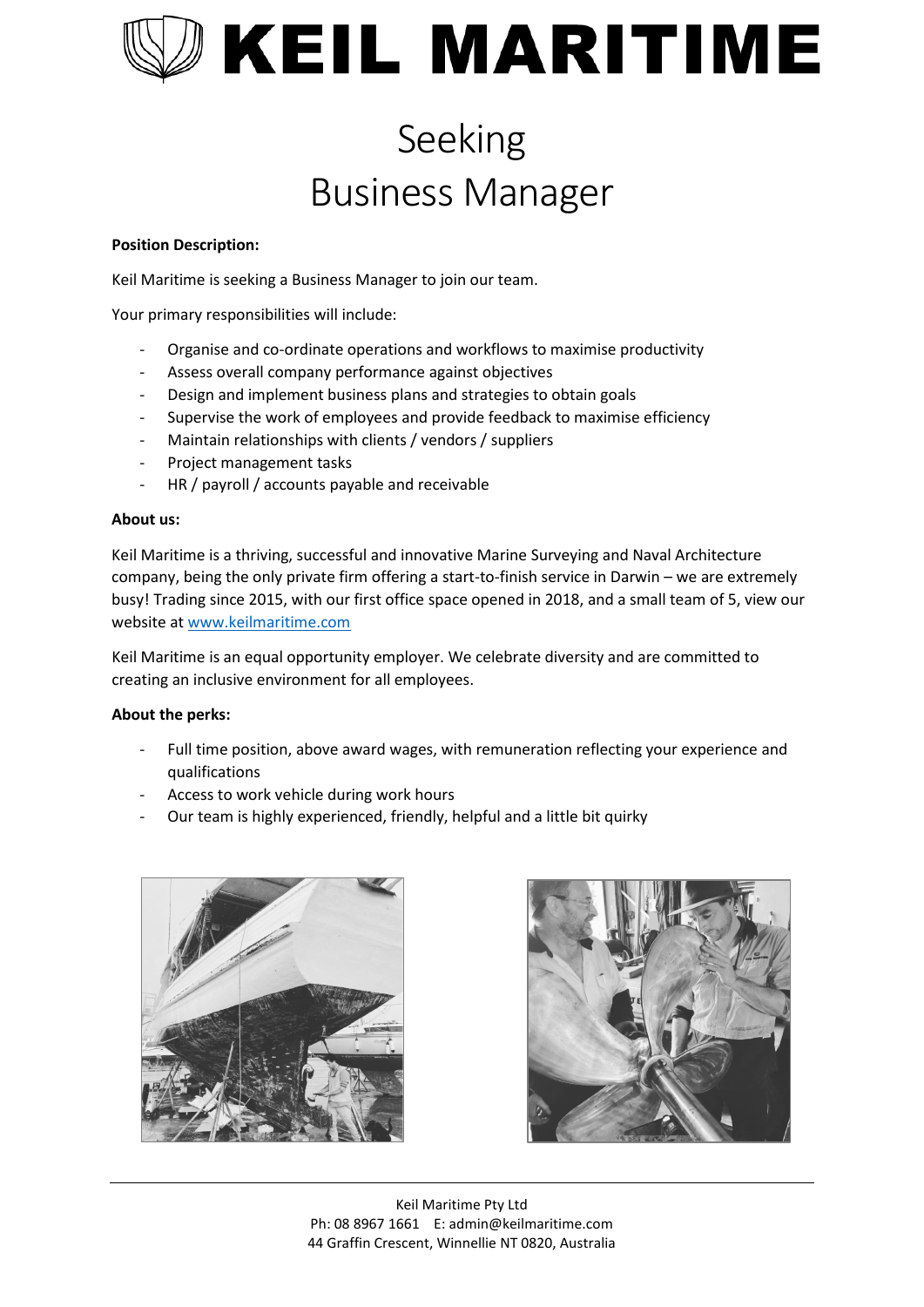# KEIL MARITIME

# Seeking
# Business Manager

**Position Description:**

Keil Maritime is seeking a Business Manager to join our team.

Your primary responsibilities will include:

- Organise and co-ordinate operations and workflows to maximise productivity
- Assess overall company performance against objectives
- Design and implement business plans and strategies to obtain goals
- Supervise the work of employees and provide feedback to maximise efficiency
- Maintain relationships with clients / vendors / suppliers
- Project management tasks
- HR / payroll / accounts payable and receivable

**About us:**

Keil Maritime is a thriving, successful and innovative Marine Surveying and Naval Architecture company, being the only private firm offering a start-to-finish service in Darwin – we are extremely busy! Trading since 2015, with our first office space opened in 2018, and a small team of 5, view our website at www.keilmaritime.com

Keil Maritime is an equal opportunity employer. We celebrate diversity and are committed to creating an inclusive environment for all employees.

**About the perks:**

- Full time position, above award wages, with remuneration reflecting your experience and qualifications
- Access to work vehicle during work hours
- Our team is highly experienced, friendly, helpful and a little bit quirky

Keil Maritime Pty Ltd
Ph: 08 8967 1661 E: admin@keilmaritime.com
44 Graffin Crescent, Winnellie NT 0820, Australia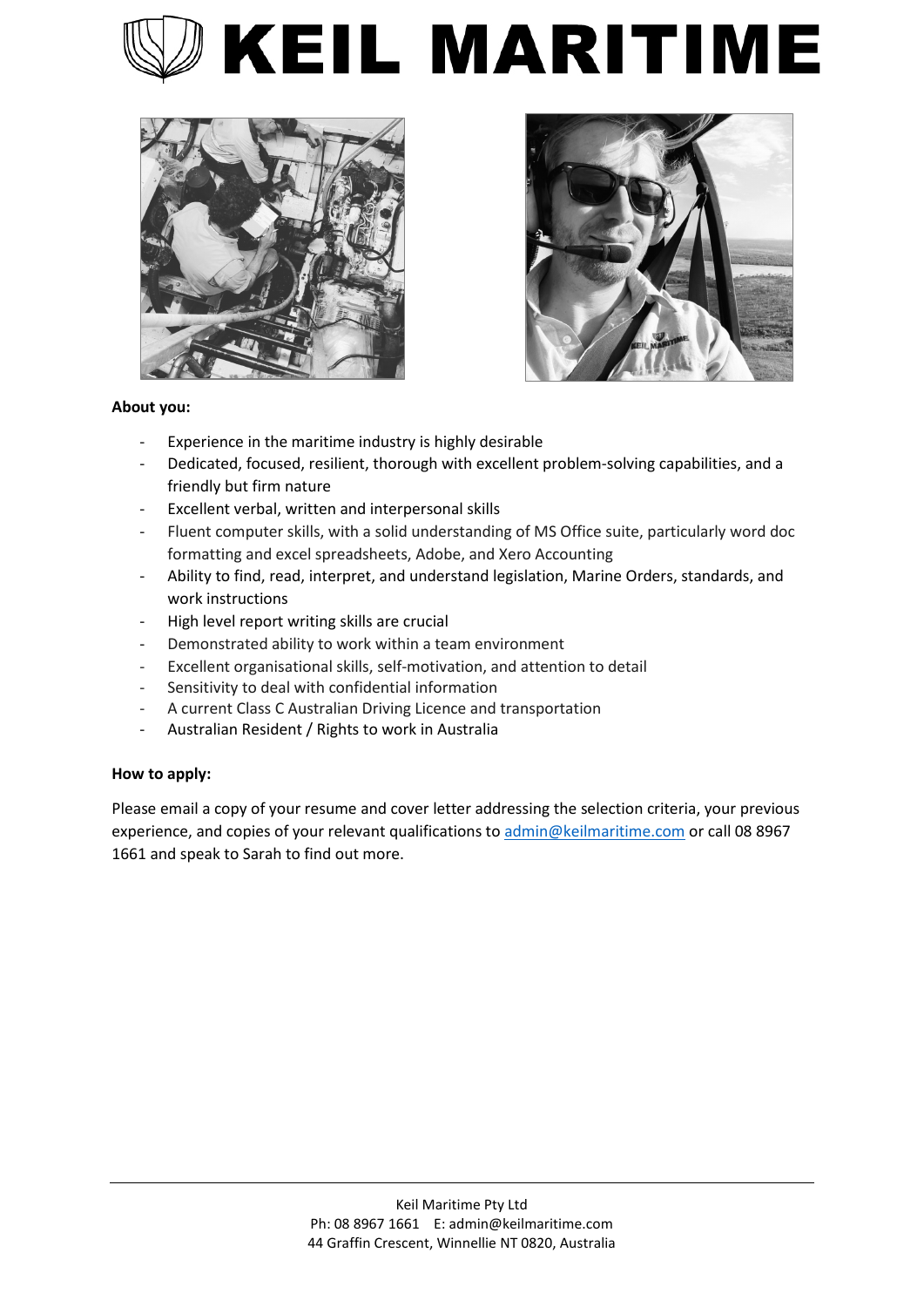# KEIL MARITIME

**About you:**

- Experience in the maritime industry is highly desirable
- Dedicated, focused, resilient, thorough with excellent problem-solving capabilities, and a friendly but firm nature
- Excellent verbal, written and interpersonal skills
- Fluent computer skills, with a solid understanding of MS Office suite, particularly word doc formatting and excel spreadsheets, Adobe, and Xero Accounting
- Ability to find, read, interpret, and understand legislation, Marine Orders, standards, and work instructions
- High level report writing skills are crucial
- Demonstrated ability to work within a team environment
- Excellent organisational skills, self-motivation, and attention to detail
- Sensitivity to deal with confidential information
- A current Class C Australian Driving Licence and transportation
- Australian Resident / Rights to work in Australia

**How to apply:**

Please email a copy of your resume and cover letter addressing the selection criteria, your previous experience, and copies of your relevant qualifications to admin@keilmaritime.com or call 08 8967 1661 and speak to Sarah to find out more.

Keil Maritime Pty Ltd
Ph: 08 8967 1661 E: admin@keilmaritime.com
44 Graffin Crescent, Winnellie NT 0820, Australia